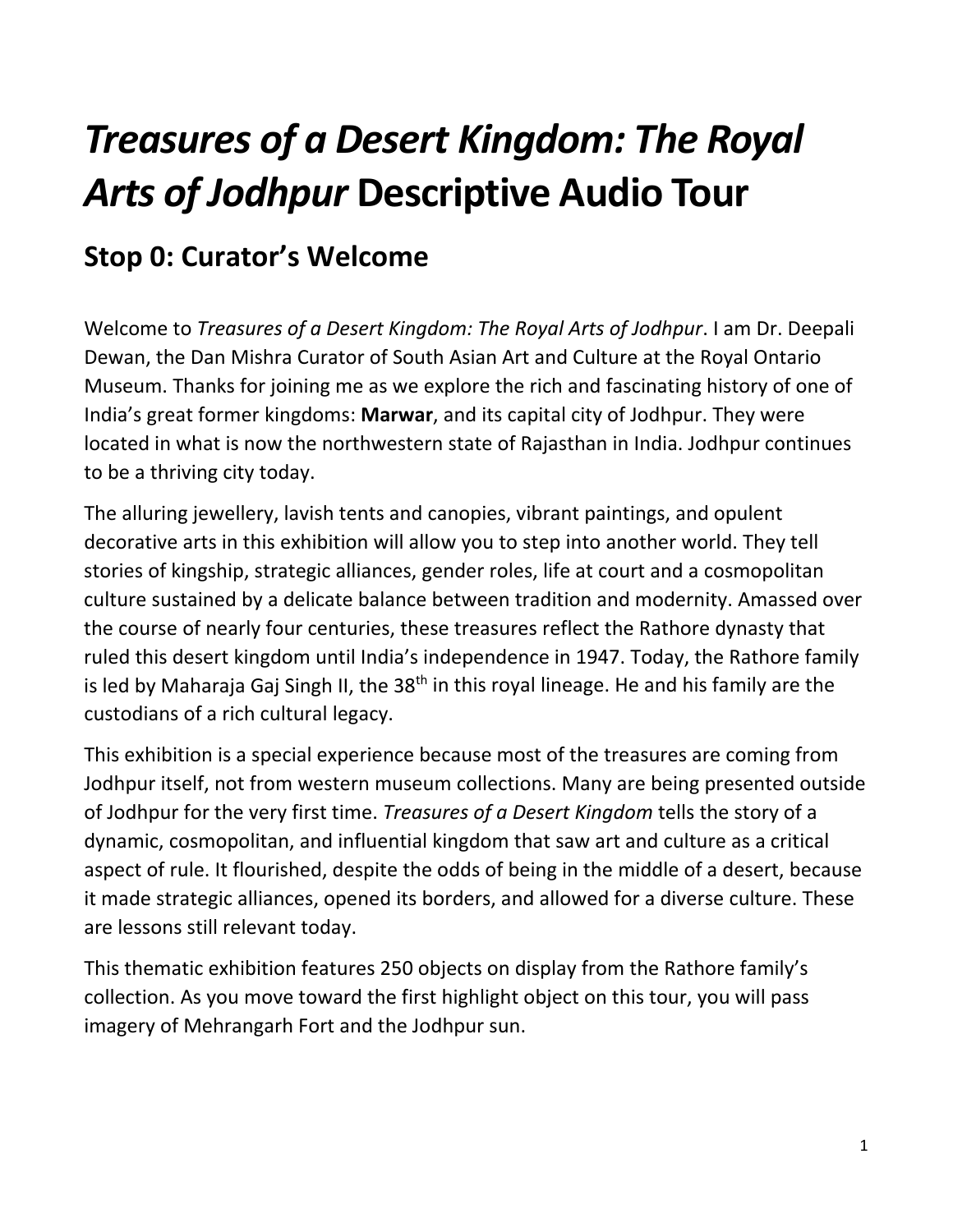# *Treasures of a Desert Kingdom: The Royal Arts of Jodhpur* Descriptive Audio Tour

## Stop 0: Curator's Welcome

Welcome to *Treasures of a Desert Kingdom: The Royal Arts of Jodhpur*. I am Dr. Deepali Dewan, the Dan Mishra Curator of South Asian Art and Culture at the Royal Ontario Museum. Thanks for joining me as we explore the rich and fascinating history of one of India's great former kingdoms: **Marwar**, and its capital city of Jodhpur. They were located in what is now the northwestern state of Rajasthan in India. Jodhpur continues to be a thriving city today.

The alluring jewellery, lavish tents and canopies, vibrant paintings, and opulent decorative arts in this exhibition will allow you to step into another world. They tell stories of kingship, strategic alliances, gender roles, life at court and a cosmopolitan culture sustained by a delicate balance between tradition and modernity. Amassed over the course of nearly four centuries, these treasures reflect the Rathore dynasty that ruled this desert kingdom until India's independence in 1947. Today, the Rathore family is led by Maharaja Gaj Singh II, the 38th in this royal lineage. He and his family are the custodians of a rich cultural legacy.

This exhibition is a special experience because most of the treasures are coming from Jodhpur itself, not from western museum collections. Many are being presented outside of Jodhpur for the very first time. *Treasures of a Desert Kingdom* tells the story of a dynamic, cosmopolitan, and influential kingdom that saw art and culture as a critical aspect of rule. It flourished, despite the odds of being in the middle of a desert, because it made strategic alliances, opened its borders, and allowed for a diverse culture. These are lessons still relevant today.

This thematic exhibition features 250 objects on display from the Rathore family's collection. As you move toward the first highlight object on this tour, you will pass imagery of Mehrangarh Fort and the Jodhpur sun.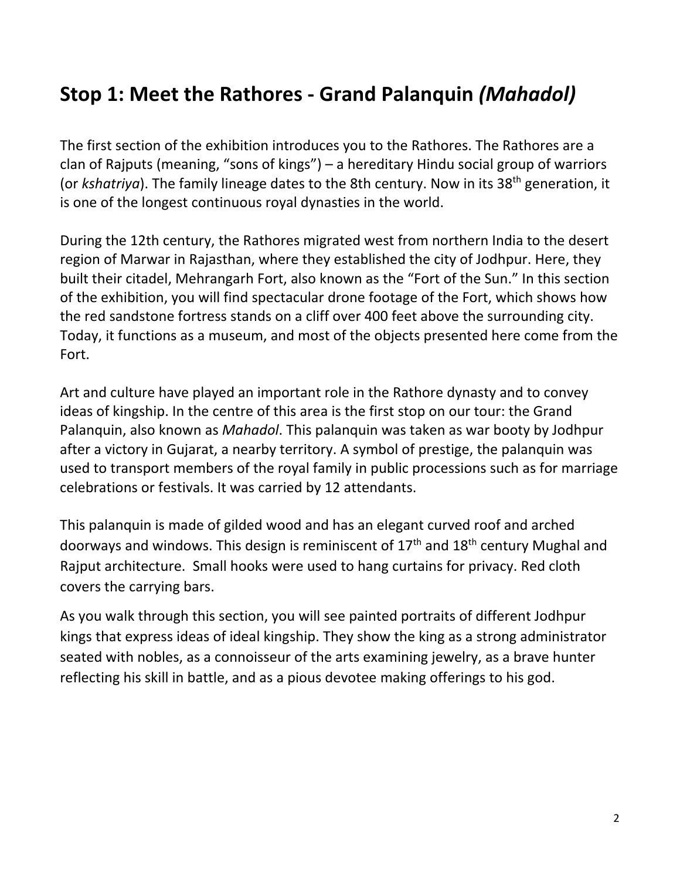## Stop 1: Meet the Rathores - Grand Palanquin *(Mahadol)*

The first section of the exhibition introduces you to the Rathores. The Rathores are a clan of Rajputs (meaning, "sons of kings") – a hereditary Hindu social group of warriors (or *kshatriya*). The family lineage dates to the 8th century. Now in its 38th generation, it is one of the longest continuous royal dynasties in the world.

During the 12th century, the Rathores migrated west from northern India to the desert region of Marwar in Rajasthan, where they established the city of Jodhpur. Here, they built their citadel, Mehrangarh Fort, also known as the "Fort of the Sun." In this section of the exhibition, you will find spectacular drone footage of the Fort, which shows how the red sandstone fortress stands on a cliff over 400 feet above the surrounding city. Today, it functions as a museum, and most of the objects presented here come from the Fort.

Art and culture have played an important role in the Rathore dynasty and to convey ideas of kingship. In the centre of this area is the first stop on our tour: the Grand Palanquin, also known as *Mahadol*. This palanquin was taken as war booty by Jodhpur after a victory in Gujarat, a nearby territory. A symbol of prestige, the palanquin was used to transport members of the royal family in public processions such as for marriage celebrations or festivals. It was carried by 12 attendants.

This palanquin is made of gilded wood and has an elegant curved roof and arched doorways and windows. This design is reminiscent of 17th and 18th century Mughal and Rajput architecture. Small hooks were used to hang curtains for privacy. Red cloth covers the carrying bars.

As you walk through this section, you will see painted portraits of different Jodhpur kings that express ideas of ideal kingship. They show the king as a strong administrator seated with nobles, as a connoisseur of the arts examining jewelry, as a brave hunter reflecting his skill in battle, and as a pious devotee making offerings to his god.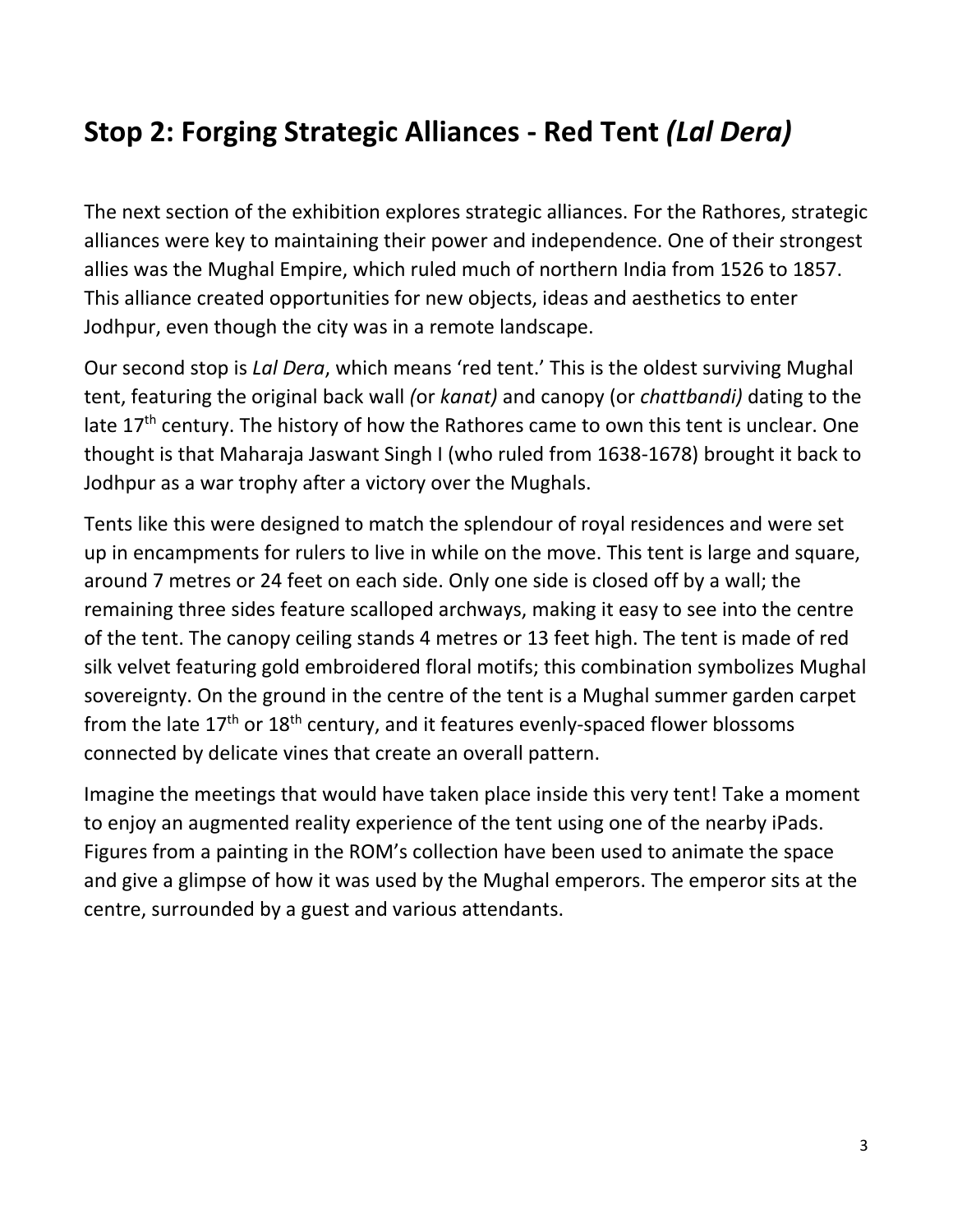## Stop 2: Forging Strategic Alliances - Red Tent *(Lal Dera)*

The next section of the exhibition explores strategic alliances. For the Rathores, strategic alliances were key to maintaining their power and independence. One of their strongest allies was the Mughal Empire, which ruled much of northern India from 1526 to 1857. This alliance created opportunities for new objects, ideas and aesthetics to enter Jodhpur, even though the city was in a remote landscape.

Our second stop is *Lal Dera*, which means 'red tent.' This is the oldest surviving Mughal tent, featuring the original back wall *(*or *kanat)* and canopy (or *chattbandi)* dating to the late 17th century. The history of how the Rathores came to own this tent is unclear. One thought is that Maharaja Jaswant Singh I (who ruled from 1638-1678) brought it back to Jodhpur as a war trophy after a victory over the Mughals.

Tents like this were designed to match the splendour of royal residences and were set up in encampments for rulers to live in while on the move. This tent is large and square, around 7 metres or 24 feet on each side. Only one side is closed off by a wall; the remaining three sides feature scalloped archways, making it easy to see into the centre of the tent. The canopy ceiling stands 4 metres or 13 feet high. The tent is made of red silk velvet featuring gold embroidered floral motifs; this combination symbolizes Mughal sovereignty. On the ground in the centre of the tent is a Mughal summer garden carpet from the late 17th or 18th century, and it features evenly-spaced flower blossoms connected by delicate vines that create an overall pattern.

Imagine the meetings that would have taken place inside this very tent! Take a moment to enjoy an augmented reality experience of the tent using one of the nearby iPads. Figures from a painting in the ROM's collection have been used to animate the space and give a glimpse of how it was used by the Mughal emperors. The emperor sits at the centre, surrounded by a guest and various attendants.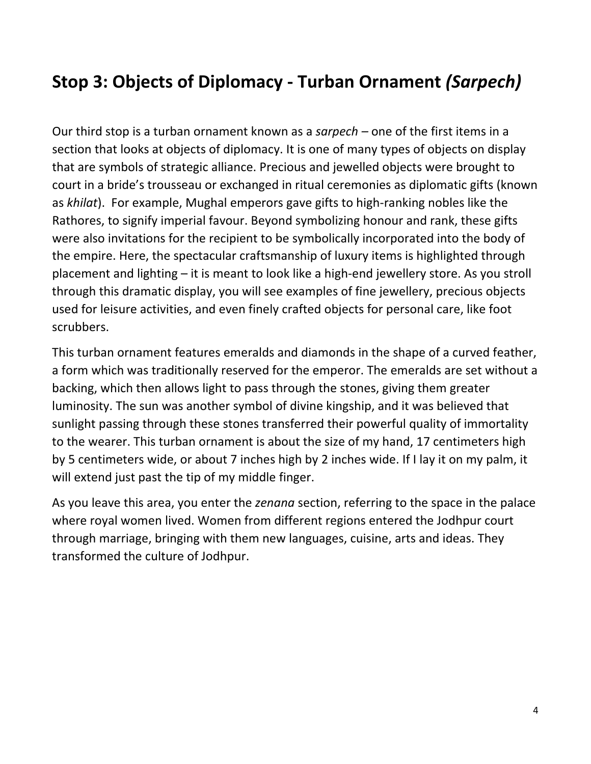## Stop 3: Objects of Diplomacy - Turban Ornament *(Sarpech)*

Our third stop is a turban ornament known as a *sarpech* – one of the first items in a section that looks at objects of diplomacy. It is one of many types of objects on display that are symbols of strategic alliance. Precious and jewelled objects were brought to court in a bride's trousseau or exchanged in ritual ceremonies as diplomatic gifts (known as *khilat*). For example, Mughal emperors gave gifts to high-ranking nobles like the Rathores, to signify imperial favour. Beyond symbolizing honour and rank, these gifts were also invitations for the recipient to be symbolically incorporated into the body of the empire. Here, the spectacular craftsmanship of luxury items is highlighted through placement and lighting – it is meant to look like a high-end jewellery store. As you stroll through this dramatic display, you will see examples of fine jewellery, precious objects used for leisure activities, and even finely crafted objects for personal care, like foot scrubbers.

This turban ornament features emeralds and diamonds in the shape of a curved feather, a form which was traditionally reserved for the emperor. The emeralds are set without a backing, which then allows light to pass through the stones, giving them greater luminosity. The sun was another symbol of divine kingship, and it was believed that sunlight passing through these stones transferred their powerful quality of immortality to the wearer. This turban ornament is about the size of my hand, 17 centimeters high by 5 centimeters wide, or about 7 inches high by 2 inches wide. If I lay it on my palm, it will extend just past the tip of my middle finger.

As you leave this area, you enter the *zenana* section, referring to the space in the palace where royal women lived. Women from different regions entered the Jodhpur court through marriage, bringing with them new languages, cuisine, arts and ideas. They transformed the culture of Jodhpur.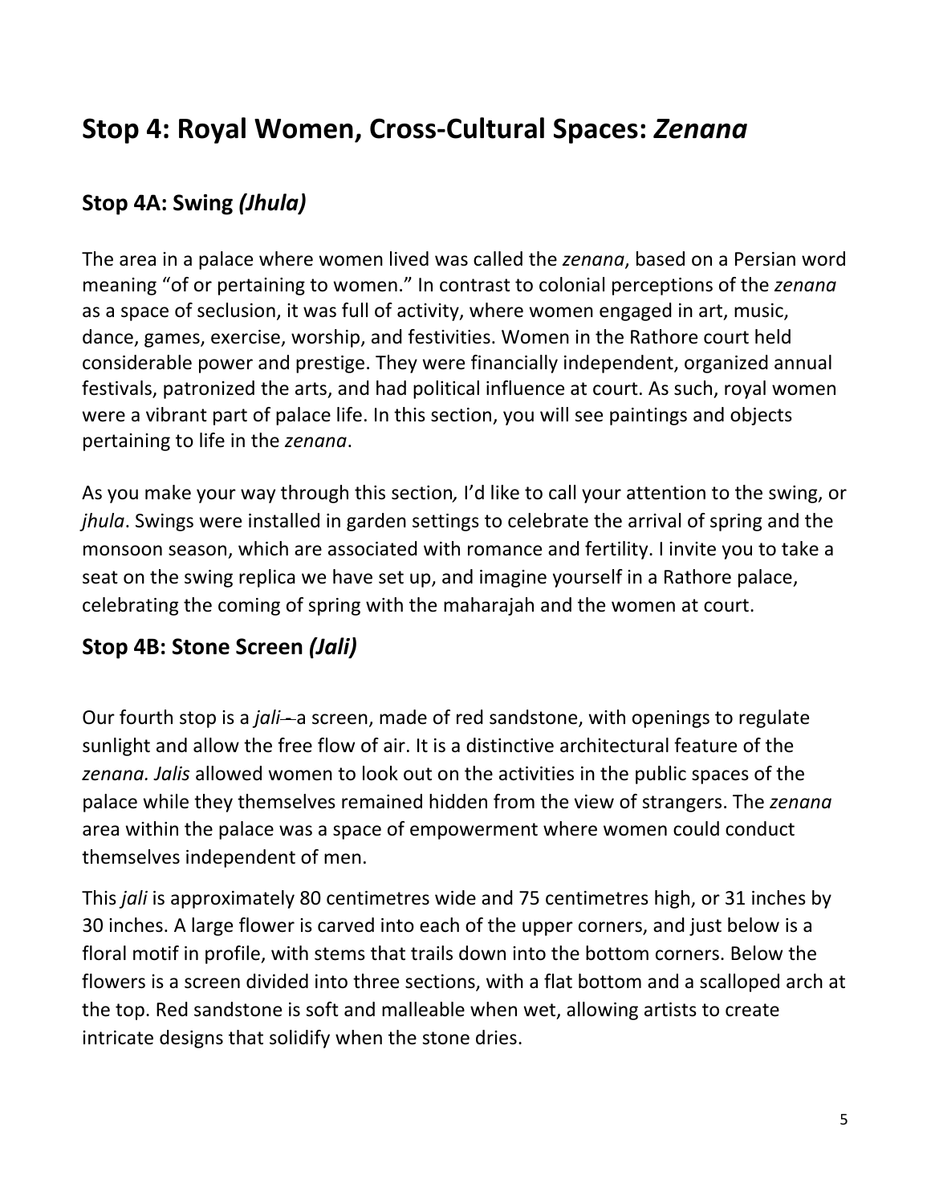## Stop 4: Royal Women, Cross-Cultural Spaces: *Zenana*

### Stop 4A: Swing *(Jhula)*

The area in a palace where women lived was called the *zenana*, based on a Persian word meaning "of or pertaining to women." In contrast to colonial perceptions of the *zenana* as a space of seclusion, it was full of activity, where women engaged in art, music, dance, games, exercise, worship, and festivities. Women in the Rathore court held considerable power and prestige. They were financially independent, organized annual festivals, patronized the arts, and had political influence at court. As such, royal women were a vibrant part of palace life. In this section, you will see paintings and objects pertaining to life in the *zenana*.

As you make your way through this section, I'd like to call your attention to the swing, or *jhula*. Swings were installed in garden settings to celebrate the arrival of spring and the monsoon season, which are associated with romance and fertility. I invite you to take a seat on the swing replica we have set up, and imagine yourself in a Rathore palace, celebrating the coming of spring with the maharajah and the women at court.

### Stop 4B: Stone Screen *(Jali)*

Our fourth stop is a *jali*—a screen, made of red sandstone, with openings to regulate sunlight and allow the free flow of air. It is a distinctive architectural feature of the *zenana. Jalis* allowed women to look out on the activities in the public spaces of the palace while they themselves remained hidden from the view of strangers. The *zenana* area within the palace was a space of empowerment where women could conduct themselves independent of men.

This *jali* is approximately 80 centimetres wide and 75 centimetres high, or 31 inches by 30 inches. A large flower is carved into each of the upper corners, and just below is a floral motif in profile, with stems that trails down into the bottom corners. Below the flowers is a screen divided into three sections, with a flat bottom and a scalloped arch at the top. Red sandstone is soft and malleable when wet, allowing artists to create intricate designs that solidify when the stone dries.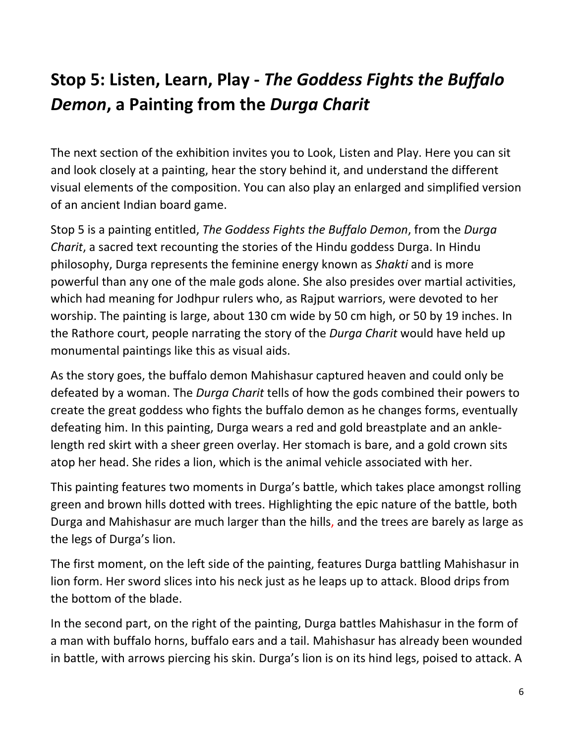## Stop 5: Listen, Learn, Play - *The Goddess Fights the Buffalo Demon*, a Painting from the *Durga Charit*

The next section of the exhibition invites you to Look, Listen and Play. Here you can sit and look closely at a painting, hear the story behind it, and understand the different visual elements of the composition. You can also play an enlarged and simplified version of an ancient Indian board game.

Stop 5 is a painting entitled, *The Goddess Fights the Buffalo Demon*, from the *Durga Charit*, a sacred text recounting the stories of the Hindu goddess Durga. In Hindu philosophy, Durga represents the feminine energy known as *Shakti* and is more powerful than any one of the male gods alone. She also presides over martial activities, which had meaning for Jodhpur rulers who, as Rajput warriors, were devoted to her worship. The painting is large, about 130 cm wide by 50 cm high, or 50 by 19 inches. In the Rathore court, people narrating the story of the *Durga Charit* would have held up monumental paintings like this as visual aids.

As the story goes, the buffalo demon Mahishasur captured heaven and could only be defeated by a woman. The *Durga Charit* tells of how the gods combined their powers to create the great goddess who fights the buffalo demon as he changes forms, eventually defeating him. In this painting, Durga wears a red and gold breastplate and an ankle-length red skirt with a sheer green overlay. Her stomach is bare, and a gold crown sits atop her head. She rides a lion, which is the animal vehicle associated with her.

This painting features two moments in Durga's battle, which takes place amongst rolling green and brown hills dotted with trees. Highlighting the epic nature of the battle, both Durga and Mahishasur are much larger than the hills, and the trees are barely as large as the legs of Durga's lion.

The first moment, on the left side of the painting, features Durga battling Mahishasur in lion form. Her sword slices into his neck just as he leaps up to attack. Blood drips from the bottom of the blade.

In the second part, on the right of the painting, Durga battles Mahishasur in the form of a man with buffalo horns, buffalo ears and a tail. Mahishasur has already been wounded in battle, with arrows piercing his skin. Durga's lion is on its hind legs, poised to attack. A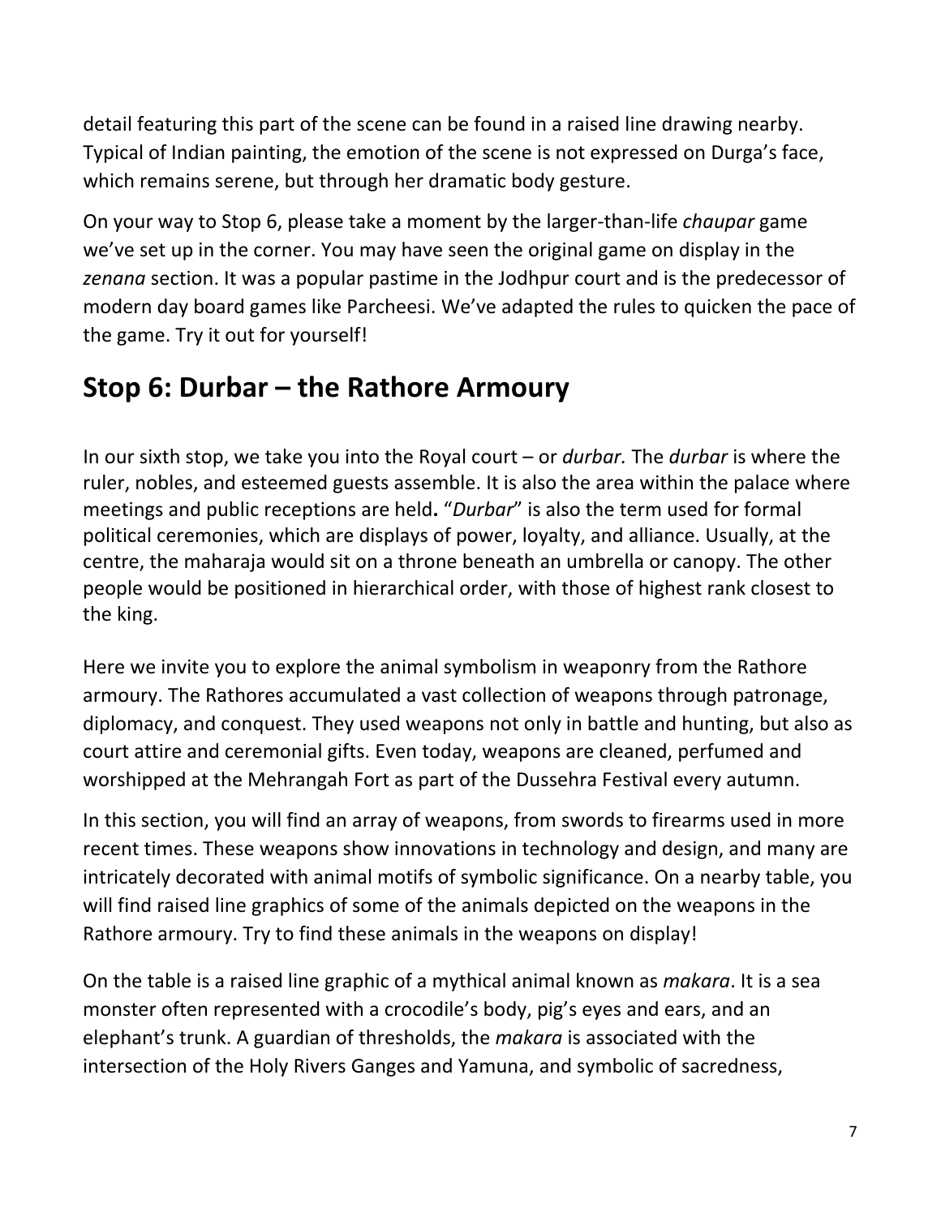detail featuring this part of the scene can be found in a raised line drawing nearby. Typical of Indian painting, the emotion of the scene is not expressed on Durga's face, which remains serene, but through her dramatic body gesture.

On your way to Stop 6, please take a moment by the larger-than-life *chaupar* game we've set up in the corner. You may have seen the original game on display in the *zenana* section. It was a popular pastime in the Jodhpur court and is the predecessor of modern day board games like Parcheesi. We've adapted the rules to quicken the pace of the game. Try it out for yourself!

## Stop 6: Durbar – the Rathore Armoury

In our sixth stop, we take you into the Royal court – or *durbar.* The *durbar* is where the ruler, nobles, and esteemed guests assemble. It is also the area within the palace where meetings and public receptions are held**.** "*Durbar*" is also the term used for formal political ceremonies, which are displays of power, loyalty, and alliance. Usually, at the centre, the maharaja would sit on a throne beneath an umbrella or canopy. The other people would be positioned in hierarchical order, with those of highest rank closest to the king.

Here we invite you to explore the animal symbolism in weaponry from the Rathore armoury. The Rathores accumulated a vast collection of weapons through patronage, diplomacy, and conquest. They used weapons not only in battle and hunting, but also as court attire and ceremonial gifts. Even today, weapons are cleaned, perfumed and worshipped at the Mehrangah Fort as part of the Dussehra Festival every autumn.

In this section, you will find an array of weapons, from swords to firearms used in more recent times. These weapons show innovations in technology and design, and many are intricately decorated with animal motifs of symbolic significance. On a nearby table, you will find raised line graphics of some of the animals depicted on the weapons in the Rathore armoury. Try to find these animals in the weapons on display!

On the table is a raised line graphic of a mythical animal known as *makara*. It is a sea monster often represented with a crocodile's body, pig's eyes and ears, and an elephant's trunk. A guardian of thresholds, the *makara* is associated with the intersection of the Holy Rivers Ganges and Yamuna, and symbolic of sacredness,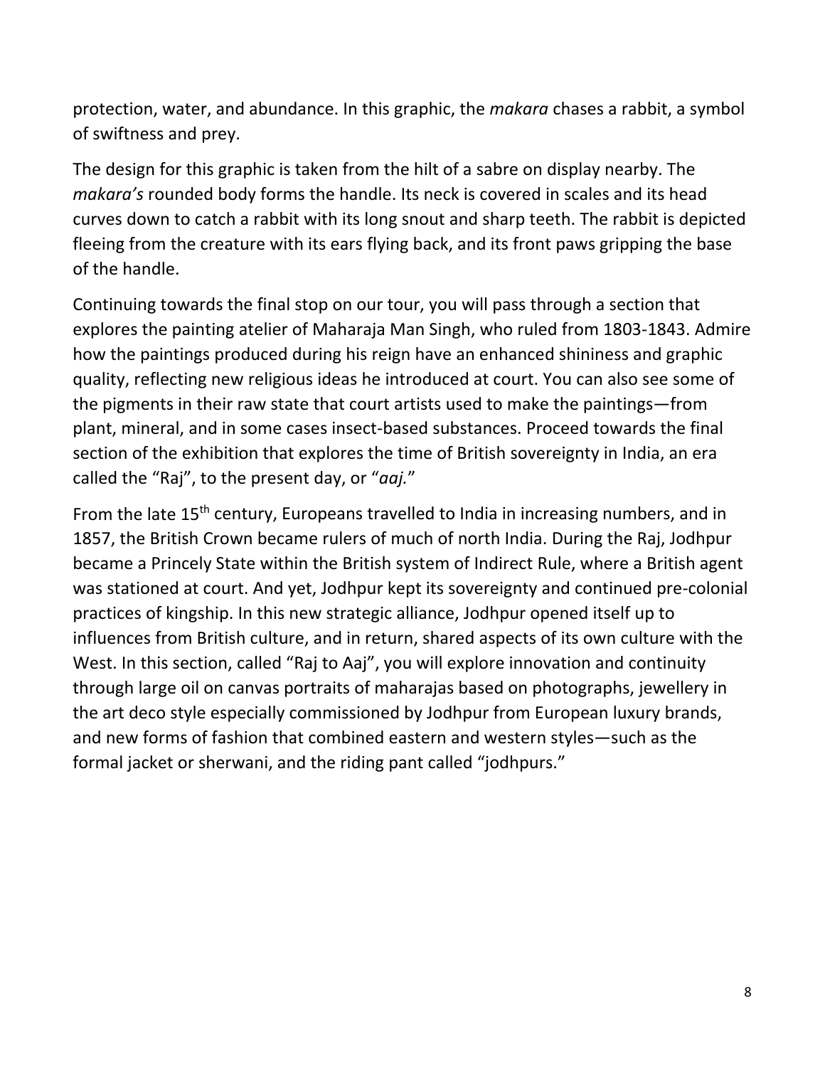protection, water, and abundance. In this graphic, the *makara* chases a rabbit, a symbol of swiftness and prey.

The design for this graphic is taken from the hilt of a sabre on display nearby. The *makara's* rounded body forms the handle. Its neck is covered in scales and its head curves down to catch a rabbit with its long snout and sharp teeth. The rabbit is depicted fleeing from the creature with its ears flying back, and its front paws gripping the base of the handle.

Continuing towards the final stop on our tour, you will pass through a section that explores the painting atelier of Maharaja Man Singh, who ruled from 1803-1843. Admire how the paintings produced during his reign have an enhanced shininess and graphic quality, reflecting new religious ideas he introduced at court. You can also see some of the pigments in their raw state that court artists used to make the paintings—from plant, mineral, and in some cases insect-based substances. Proceed towards the final section of the exhibition that explores the time of British sovereignty in India, an era called the "Raj", to the present day, or "*aaj.*"

From the late 15th century, Europeans travelled to India in increasing numbers, and in 1857, the British Crown became rulers of much of north India. During the Raj, Jodhpur became a Princely State within the British system of Indirect Rule, where a British agent was stationed at court. And yet, Jodhpur kept its sovereignty and continued pre-colonial practices of kingship. In this new strategic alliance, Jodhpur opened itself up to influences from British culture, and in return, shared aspects of its own culture with the West. In this section, called "Raj to Aaj", you will explore innovation and continuity through large oil on canvas portraits of maharajas based on photographs, jewellery in the art deco style especially commissioned by Jodhpur from European luxury brands, and new forms of fashion that combined eastern and western styles—such as the formal jacket or sherwani, and the riding pant called "jodhpurs."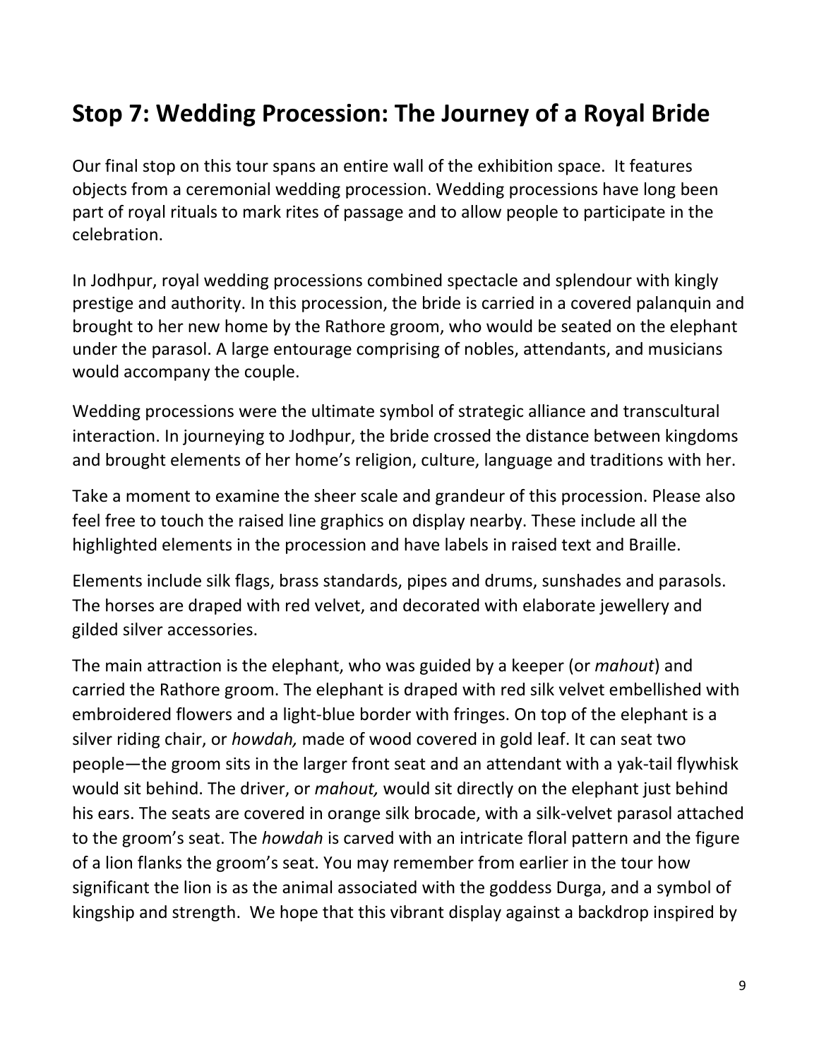## Stop 7: Wedding Procession: The Journey of a Royal Bride

Our final stop on this tour spans an entire wall of the exhibition space. It features objects from a ceremonial wedding procession. Wedding processions have long been part of royal rituals to mark rites of passage and to allow people to participate in the celebration.

In Jodhpur, royal wedding processions combined spectacle and splendour with kingly prestige and authority. In this procession, the bride is carried in a covered palanquin and brought to her new home by the Rathore groom, who would be seated on the elephant under the parasol. A large entourage comprising of nobles, attendants, and musicians would accompany the couple.

Wedding processions were the ultimate symbol of strategic alliance and transcultural interaction. In journeying to Jodhpur, the bride crossed the distance between kingdoms and brought elements of her home's religion, culture, language and traditions with her.

Take a moment to examine the sheer scale and grandeur of this procession. Please also feel free to touch the raised line graphics on display nearby. These include all the highlighted elements in the procession and have labels in raised text and Braille.

Elements include silk flags, brass standards, pipes and drums, sunshades and parasols. The horses are draped with red velvet, and decorated with elaborate jewellery and gilded silver accessories.

The main attraction is the elephant, who was guided by a keeper (or *mahout*) and carried the Rathore groom. The elephant is draped with red silk velvet embellished with embroidered flowers and a light-blue border with fringes. On top of the elephant is a silver riding chair, or *howdah,* made of wood covered in gold leaf. It can seat two people—the groom sits in the larger front seat and an attendant with a yak-tail flywhisk would sit behind. The driver, or *mahout,* would sit directly on the elephant just behind his ears. The seats are covered in orange silk brocade, with a silk-velvet parasol attached to the groom's seat. The *howdah* is carved with an intricate floral pattern and the figure of a lion flanks the groom's seat. You may remember from earlier in the tour how significant the lion is as the animal associated with the goddess Durga, and a symbol of kingship and strength. We hope that this vibrant display against a backdrop inspired by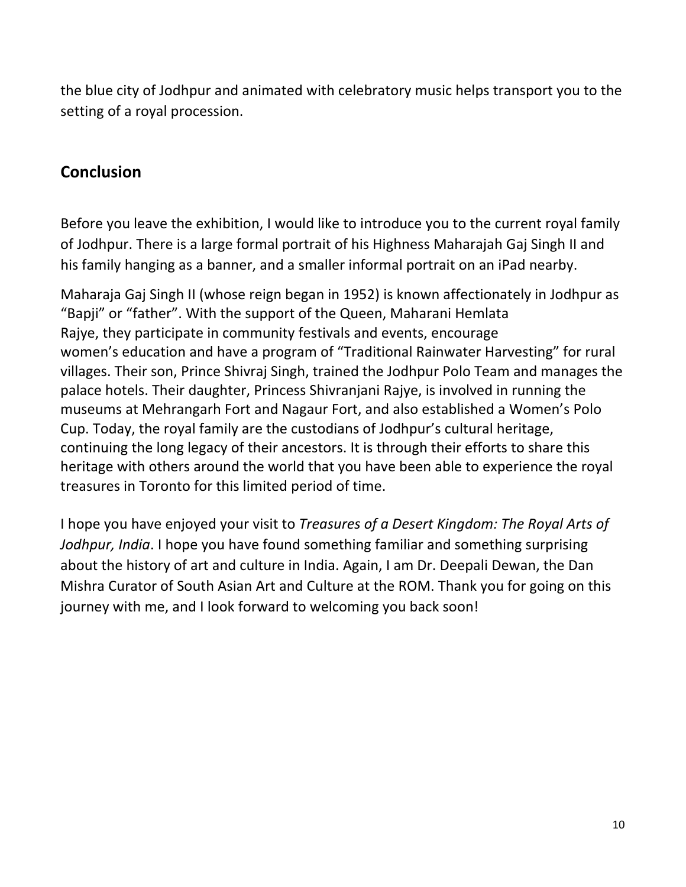the blue city of Jodhpur and animated with celebratory music helps transport you to the setting of a royal procession.

## Conclusion

Before you leave the exhibition, I would like to introduce you to the current royal family of Jodhpur. There is a large formal portrait of his Highness Maharajah Gaj Singh II and his family hanging as a banner, and a smaller informal portrait on an iPad nearby.

Maharaja Gaj Singh II (whose reign began in 1952) is known affectionately in Jodhpur as "Bapji" or "father". With the support of the Queen, Maharani Hemlata Rajye, they participate in community festivals and events, encourage women's education and have a program of "Traditional Rainwater Harvesting" for rural villages. Their son, Prince Shivraj Singh, trained the Jodhpur Polo Team and manages the palace hotels. Their daughter, Princess Shivranjani Rajye, is involved in running the museums at Mehrangarh Fort and Nagaur Fort, and also established a Women's Polo Cup. Today, the royal family are the custodians of Jodhpur's cultural heritage, continuing the long legacy of their ancestors. It is through their efforts to share this heritage with others around the world that you have been able to experience the royal treasures in Toronto for this limited period of time.

I hope you have enjoyed your visit to *Treasures of a Desert Kingdom: The Royal Arts of Jodhpur, India*. I hope you have found something familiar and something surprising about the history of art and culture in India. Again, I am Dr. Deepali Dewan, the Dan Mishra Curator of South Asian Art and Culture at the ROM. Thank you for going on this journey with me, and I look forward to welcoming you back soon!